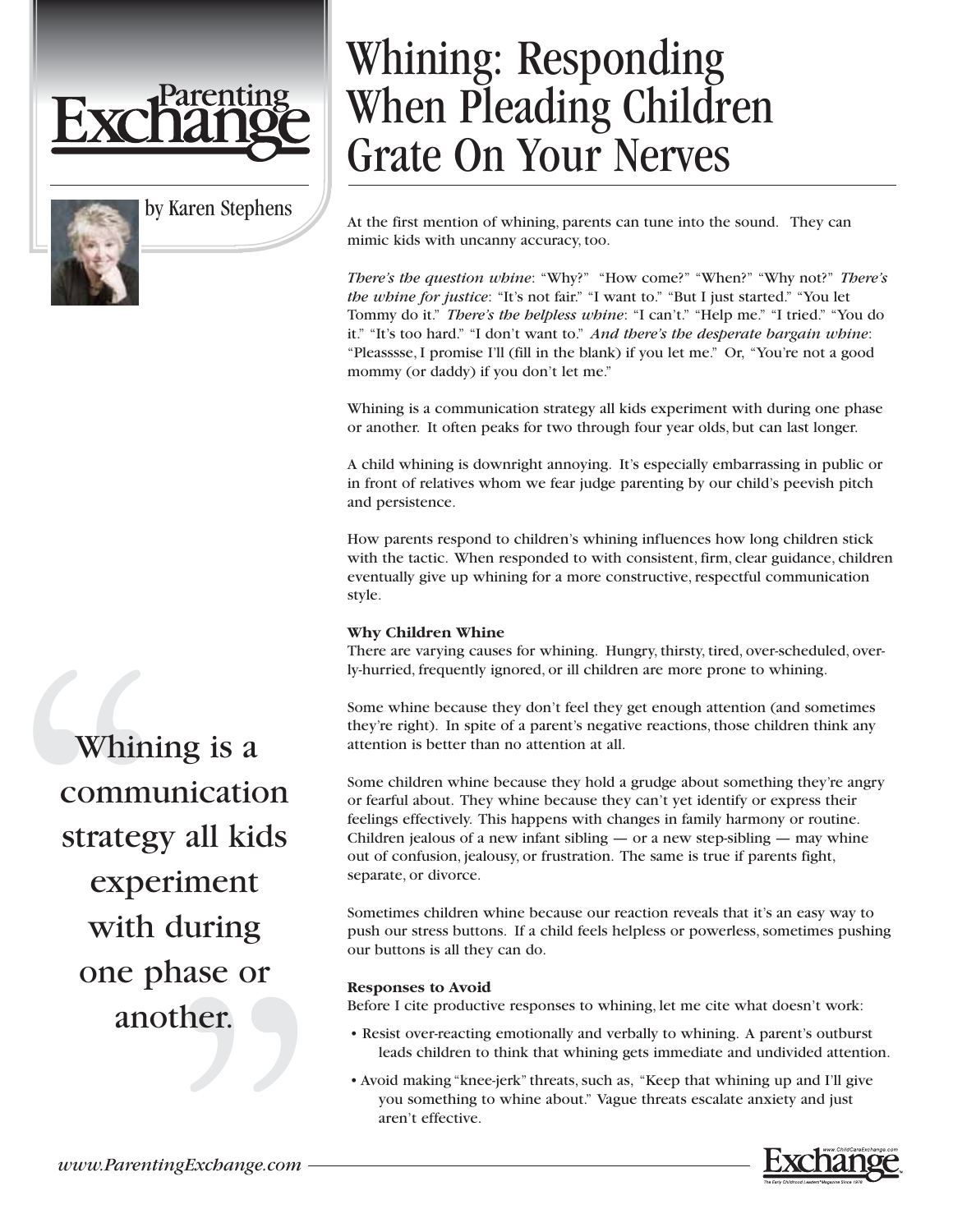Parenting Exchange

by Karen Stephens

# Whining: Responding When Pleading Children Grate On Your Nerves

At the first mention of whining, parents can tune into the sound. They can mimic kids with uncanny accuracy, too.

*There's the question whine*: "Why?" "How come?" "When?" "Why not?" *There's the whine for justice*: "It's not fair." "I want to." "But I just started." "You let Tommy do it." *There's the helpless whine*: "I can't." "Help me." "I tried." "You do it." "It's too hard." "I don't want to." *And there's the desperate bargain whine*: "Pleasssse, I promise I'll (fill in the blank) if you let me." Or, "You're not a good mommy (or daddy) if you don't let me."

Whining is a communication strategy all kids experiment with during one phase or another. It often peaks for two through four year olds, but can last longer.

A child whining is downright annoying. It's especially embarrassing in public or in front of relatives whom we fear judge parenting by our child's peevish pitch and persistence.

How parents respond to children's whining influences how long children stick with the tactic. When responded to with consistent, firm, clear guidance, children eventually give up whining for a more constructive, respectful communication style.

> "Whining is a communication strategy all kids experiment with during one phase or another."

**Why Children Whine**

There are varying causes for whining. Hungry, thirsty, tired, over-scheduled, overly-hurried, frequently ignored, or ill children are more prone to whining.

Some whine because they don't feel they get enough attention (and sometimes they're right). In spite of a parent's negative reactions, those children think any attention is better than no attention at all.

Some children whine because they hold a grudge about something they're angry or fearful about. They whine because they can't yet identify or express their feelings effectively. This happens with changes in family harmony or routine. Children jealous of a new infant sibling — or a new step-sibling — may whine out of confusion, jealousy, or frustration. The same is true if parents fight, separate, or divorce.

Sometimes children whine because our reaction reveals that it's an easy way to push our stress buttons. If a child feels helpless or powerless, sometimes pushing our buttons is all they can do.

**Responses to Avoid**

Before I cite productive responses to whining, let me cite what doesn't work:

- Resist over-reacting emotionally and verbally to whining. A parent's outburst leads children to think that whining gets immediate and undivided attention.
- Avoid making "knee-jerk" threats, such as, "Keep that whining up and I'll give you something to whine about." Vague threats escalate anxiety and just aren't effective.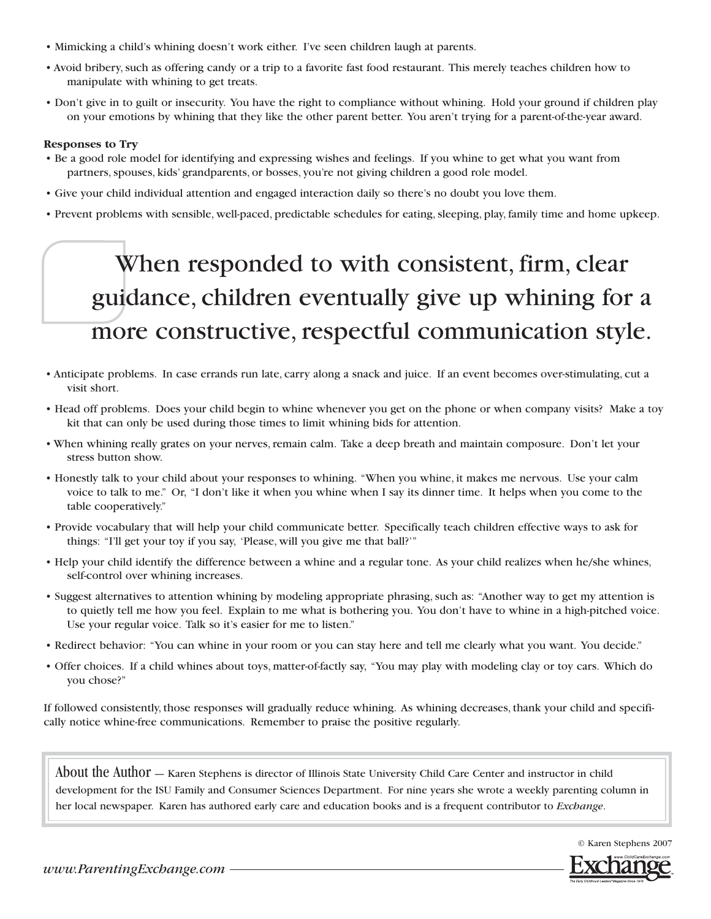- Mimicking a child's whining doesn't work either. I've seen children laugh at parents.
- Avoid bribery, such as offering candy or a trip to a favorite fast food restaurant. This merely teaches children how to manipulate with whining to get treats.
- Don't give in to guilt or insecurity. You have the right to compliance without whining. Hold your ground if children play on your emotions by whining that they like the other parent better. You aren't trying for a parent-of-the-year award.

**Responses to Try**

- Be a good role model for identifying and expressing wishes and feelings. If you whine to get what you want from partners, spouses, kids' grandparents, or bosses, you're not giving children a good role model.
- Give your child individual attention and engaged interaction daily so there's no doubt you love them.
- Prevent problems with sensible, well-paced, predictable schedules for eating, sleeping, play, family time and home upkeep.

> When responded to with consistent, firm, clear guidance, children eventually give up whining for a more constructive, respectful communication style.

- Anticipate problems. In case errands run late, carry along a snack and juice. If an event becomes over-stimulating, cut a visit short.
- Head off problems. Does your child begin to whine whenever you get on the phone or when company visits? Make a toy kit that can only be used during those times to limit whining bids for attention.
- When whining really grates on your nerves, remain calm. Take a deep breath and maintain composure. Don't let your stress button show.
- Honestly talk to your child about your responses to whining. "When you whine, it makes me nervous. Use your calm voice to talk to me." Or, "I don't like it when you whine when I say its dinner time. It helps when you come to the table cooperatively."
- Provide vocabulary that will help your child communicate better. Specifically teach children effective ways to ask for things: "I'll get your toy if you say, 'Please, will you give me that ball?'"
- Help your child identify the difference between a whine and a regular tone. As your child realizes when he/she whines, self-control over whining increases.
- Suggest alternatives to attention whining by modeling appropriate phrasing, such as: "Another way to get my attention is to quietly tell me how you feel. Explain to me what is bothering you. You don't have to whine in a high-pitched voice. Use your regular voice. Talk so it's easier for me to listen."
- Redirect behavior: "You can whine in your room or you can stay here and tell me clearly what you want. You decide."
- Offer choices. If a child whines about toys, matter-of-factly say, "You may play with modeling clay or toy cars. Which do you chose?"

If followed consistently, those responses will gradually reduce whining. As whining decreases, thank your child and specifically notice whine-free communications. Remember to praise the positive regularly.

About the Author — Karen Stephens is director of Illinois State University Child Care Center and instructor in child development for the ISU Family and Consumer Sciences Department. For nine years she wrote a weekly parenting column in her local newspaper. Karen has authored early care and education books and is a frequent contributor to *Exchange*.

© Karen Stephens 2007

*www.ParentingExchange.com*